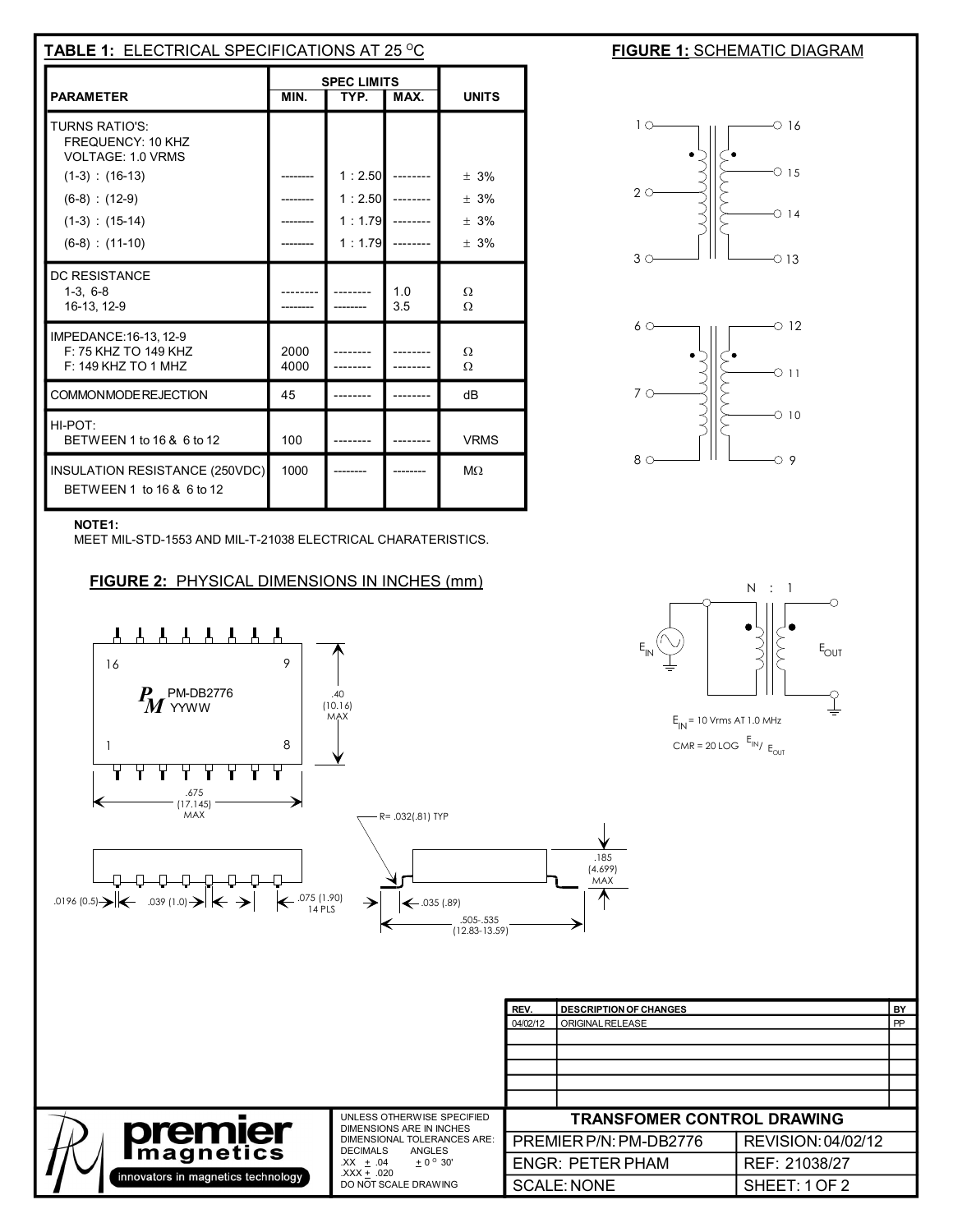## TABLE 1: ELECTRICAL SPECIFICATIONS AT 25 °C

| PARAMETER | SPEC LIMITS MIN. | TYP. | MAX. | UNITS |
|---|---|---|---|---|
| TURNS RATIO'S: FREQUENCY: 10 KHZ VOLTAGE: 1.0 VRMS | | | | |
| (1-3) : (16-13) | -------- | 1 : 2.50 | -------- | ± 3% |
| (6-8) : (12-9) | -------- | 1 : 2.50 | -------- | ± 3% |
| (1-3) : (15-14) | -------- | 1 : 1.79 | -------- | ± 3% |
| (6-8) : (11-10) | -------- | 1 : 1.79 | -------- | ± 3% |
| DC RESISTANCE | | | | |
| 1-3, 6-8 | -------- | -------- | 1.0 | Ω |
| 16-13, 12-9 | -------- | -------- | 3.5 | Ω |
| IMPEDANCE:16-13, 12-9 | | | | |
| F: 75 KHZ TO 149 KHZ | 2000 | -------- | -------- | Ω |
| F: 149 KHZ TO 1 MHZ | 4000 | -------- | -------- | Ω |
| COMMONMODEREJECTION | 45 | -------- | -------- | dB |
| HI-POT: BETWEEN 1 to 16 & 6 to 12 | 100 | -------- | -------- | VRMS |
| INSULATION RESISTANCE (250VDC) BETWEEN 1 to 16 & 6 to 12 | 1000 | -------- | -------- | MΩ |

**NOTE1:**
MEET MIL-STD-1553 AND MIL-T-21038 ELECTRICAL CHARATERISTICS.

## FIGURE 1: SCHEMATIC DIAGRAM

1, 2, 3 — 16, 15, 14, 13

6, 7, 8 — 12, 11, 10, 9

N : 1

$E_{IN}$ $E_{OUT}$

$E_{IN}$ = 10 Vrms AT 1.0 MHz

CMR = 20 LOG $E_{IN}$/ $E_{OUT}$

## FIGURE 2: PHYSICAL DIMENSIONS IN INCHES (mm)

PM-DB2776 YYWW

16, 9, 1, 8

.40 (10.16) MAX

.675 (17.145) MAX

R= .032(.81) TYP

.185 (4.699) MAX

.0196 (0.5)   .039 (1.0)   .075 (1.90) 14 PLS

.035 (.89)

.505-.535 (12.83-13.59)

| REV. | DESCRIPTION OF CHANGES | BY |
|---|---|---|
| 04/02/12 | ORIGINAL RELEASE | PP |

premier magnetics — innovators in magnetics technology

UNLESS OTHERWISE SPECIFIED DIMENSIONS ARE IN INCHES DIMENSIONAL TOLERANCES ARE:
DECIMALS .XX ± .04 .XXX ± .020 ANGLES ± 0° 30'
DO NOT SCALE DRAWING

| TRANSFOMER CONTROL DRAWING | |
|---|---|
| PREMIER P/N: PM-DB2776 | REVISION: 04/02/12 |
| ENGR: PETER PHAM | REF: 21038/27 |
| SCALE: NONE | SHEET: 1 OF 2 |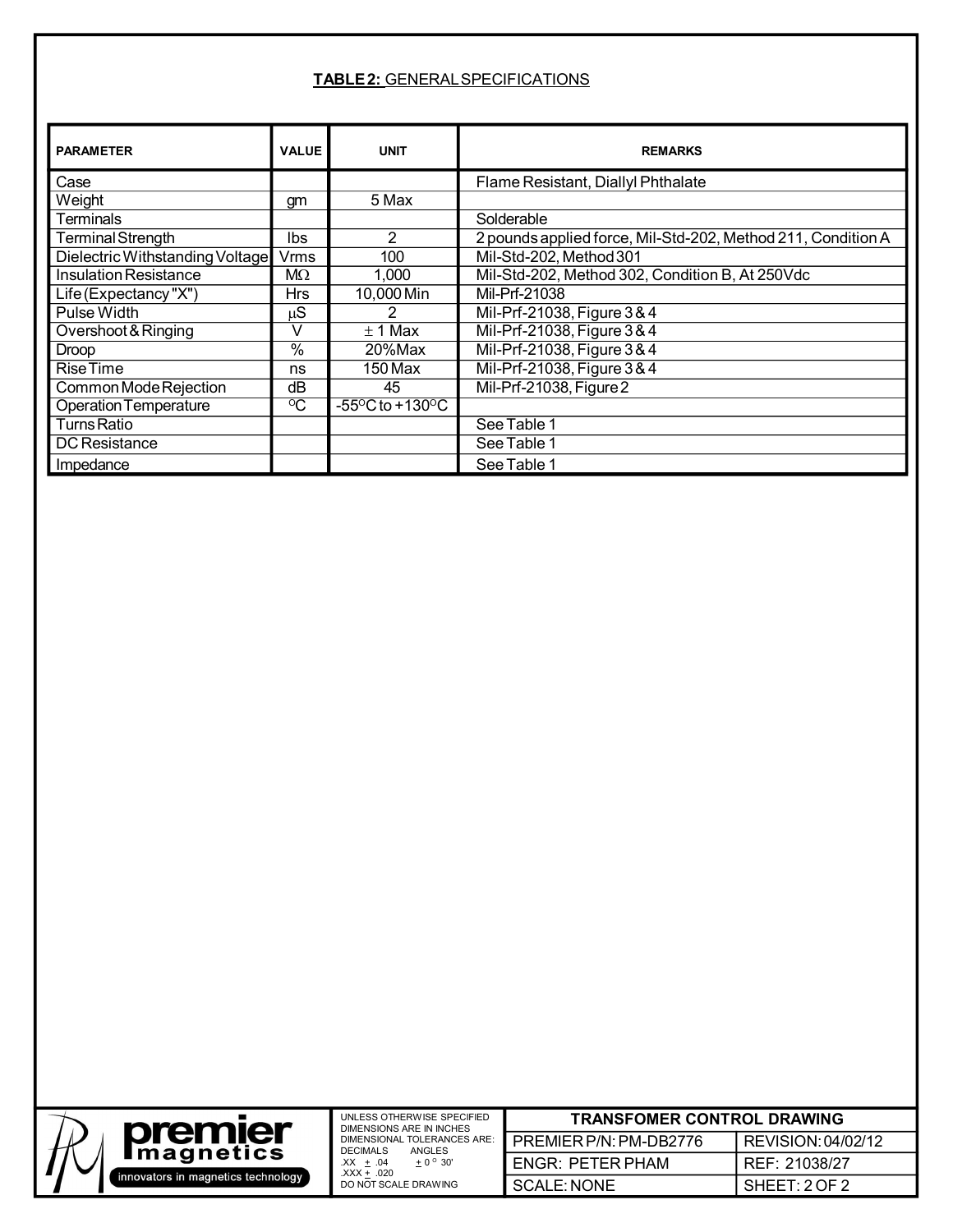**TABLE 2:** GENERAL SPECIFICATIONS

| PARAMETER | VALUE | UNIT | REMARKS |
|---|---|---|---|
| Case | | | Flame Resistant, Diallyl Phthalate |
| Weight | gm | 5 Max | |
| Terminals | | | Solderable |
| Terminal Strength | lbs | 2 | 2 pounds applied force, Mil-Std-202, Method 211, Condition A |
| Dielectric Withstanding Voltage | Vrms | 100 | Mil-Std-202, Method 301 |
| Insulation Resistance | MΩ | 1,000 | Mil-Std-202, Method 302, Condition B, At 250Vdc |
| Life (Expectancy "X") | Hrs | 10,000 Min | Mil-Prf-21038 |
| Pulse Width | μS | 2 | Mil-Prf-21038, Figure 3 & 4 |
| Overshoot & Ringing | V | ± 1 Max | Mil-Prf-21038, Figure 3 & 4 |
| Droop | % | 20% Max | Mil-Prf-21038, Figure 3 & 4 |
| Rise Time | ns | 150 Max | Mil-Prf-21038, Figure 3 & 4 |
| Common Mode Rejection | dB | 45 | Mil-Prf-21038, Figure 2 |
| Operation Temperature | °C | -55°C to +130°C | |
| Turns Ratio | | | See Table 1 |
| DC Resistance | | | See Table 1 |
| Impedance | | | See Table 1 |

premier magnetics
innovators in magnetics technology

UNLESS OTHERWISE SPECIFIED
DIMENSIONS ARE IN INCHES
DIMENSIONAL TOLERANCES ARE:
DECIMALS ANGLES
.XX ± .04 ± 0° 30'
.XXX ± .020
DO NOT SCALE DRAWING

| TRANSFOMER CONTROL DRAWING | |
|---|---|
| PREMIER P/N: PM-DB2776 | REVISION: 04/02/12 |
| ENGR: PETER PHAM | REF: 21038/27 |
| SCALE: NONE | SHEET: 2 OF 2 |